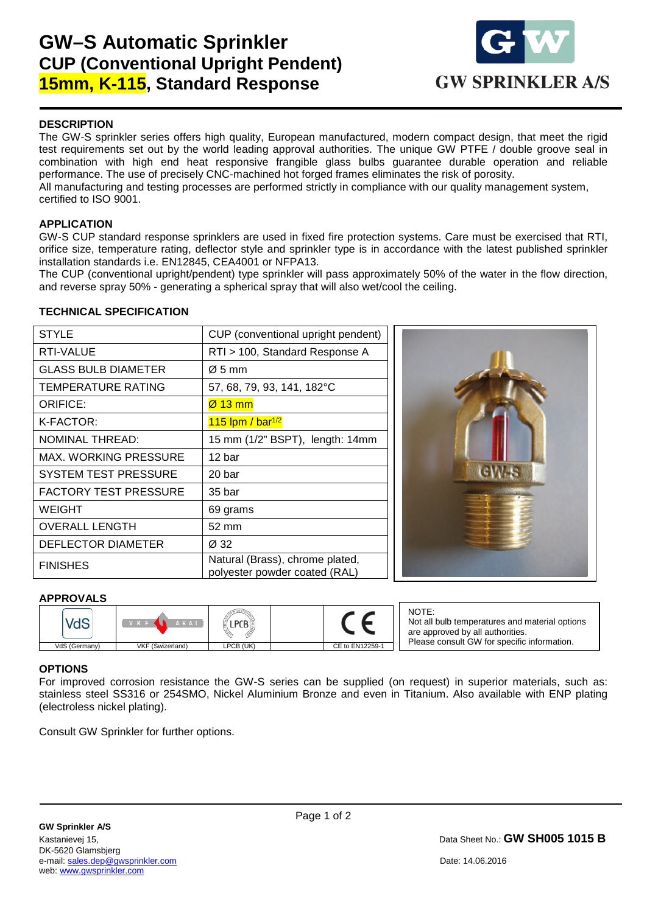# GW–S Automatic Sprinkler
## CUP (Conventional Upright Pendent)
## 15mm, K-115, Standard Response

GW SPRINKLER A/S

### DESCRIPTION

The GW-S sprinkler series offers high quality, European manufactured, modern compact design, that meet the rigid test requirements set out by the world leading approval authorities. The unique GW PTFE / double groove seal in combination with high end heat responsive frangible glass bulbs guarantee durable operation and reliable performance. The use of precisely CNC-machined hot forged frames eliminates the risk of porosity.

All manufacturing and testing processes are performed strictly in compliance with our quality management system, certified to ISO 9001.

### APPLICATION

GW-S CUP standard response sprinklers are used in fixed fire protection systems. Care must be exercised that RTI, orifice size, temperature rating, deflector style and sprinkler type is in accordance with the latest published sprinkler installation standards i.e. EN12845, CEA4001 or NFPA13.

The CUP (conventional upright/pendent) type sprinkler will pass approximately 50% of the water in the flow direction, and reverse spray 50% - generating a spherical spray that will also wet/cool the ceiling.

### TECHNICAL SPECIFICATION

| | |
|---|---|
| STYLE | CUP (conventional upright pendent) |
| RTI-VALUE | RTI > 100, Standard Response A |
| GLASS BULB DIAMETER | Ø 5 mm |
| TEMPERATURE RATING | 57, 68, 79, 93, 141, 182°C |
| ORIFICE: | Ø 13 mm |
| K-FACTOR: | 115 lpm / bar$^{1/2}$ |
| NOMINAL THREAD: | 15 mm (1/2" BSPT), length: 14mm |
| MAX. WORKING PRESSURE | 12 bar |
| SYSTEM TEST PRESSURE | 20 bar |
| FACTORY TEST PRESSURE | 35 bar |
| WEIGHT | 69 grams |
| OVERALL LENGTH | 52 mm |
| DEFLECTOR DIAMETER | Ø 32 |
| FINISHES | Natural (Brass), chrome plated, polyester powder coated (RAL) |

### APPROVALS

| VdS | VKF AEAI | LPCB | | CE |
|---|---|---|---|---|
| VdS (Germany) | VKF (Swizerland) | LPCB (UK) | | CE to EN12259-1 |

NOTE:
Not all bulb temperatures and material options are approved by all authorities.
Please consult GW for specific information.

### OPTIONS

For improved corrosion resistance the GW-S series can be supplied (on request) in superior materials, such as: stainless steel SS316 or 254SMO, Nickel Aluminium Bronze and even in Titanium. Also available with ENP plating (electroless nickel plating).

Consult GW Sprinkler for further options.

**GW Sprinkler A/S**
Kastanievej 15,
DK-5620 Glamsbjerg
e-mail: sales.dep@gwsprinkler.com
web: www.gwsprinkler.com

Data Sheet No.: **GW SH005 1015 B**

Date: 14.06.2016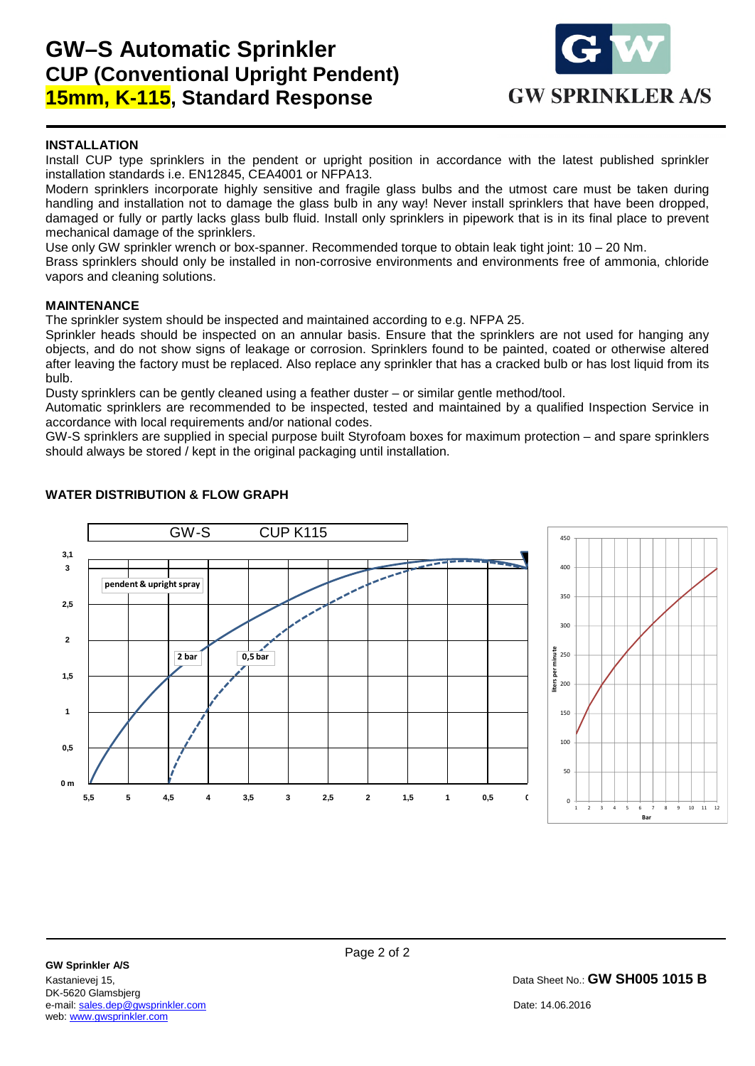# GW–S Automatic Sprinkler
## CUP (Conventional Upright Pendent)
## 15mm, K-115, Standard Response

GW SPRINKLER A/S

### INSTALLATION

Install CUP type sprinklers in the pendent or upright position in accordance with the latest published sprinkler installation standards i.e. EN12845, CEA4001 or NFPA13.

Modern sprinklers incorporate highly sensitive and fragile glass bulbs and the utmost care must be taken during handling and installation not to damage the glass bulb in any way! Never install sprinklers that have been dropped, damaged or fully or partly lacks glass bulb fluid. Install only sprinklers in pipework that is in its final place to prevent mechanical damage of the sprinklers.

Use only GW sprinkler wrench or box-spanner. Recommended torque to obtain leak tight joint: 10 – 20 Nm.

Brass sprinklers should only be installed in non-corrosive environments and environments free of ammonia, chloride vapors and cleaning solutions.

### MAINTENANCE

The sprinkler system should be inspected and maintained according to e.g. NFPA 25.

Sprinkler heads should be inspected on an annular basis. Ensure that the sprinklers are not used for hanging any objects, and do not show signs of leakage or corrosion. Sprinklers found to be painted, coated or otherwise altered after leaving the factory must be replaced. Also replace any sprinkler that has a cracked bulb or has lost liquid from its bulb.

Dusty sprinklers can be gently cleaned using a feather duster – or similar gentle method/tool.

Automatic sprinklers are recommended to be inspected, tested and maintained by a qualified Inspection Service in accordance with local requirements and/or national codes.

GW-S sprinklers are supplied in special purpose built Styrofoam boxes for maximum protection – and spare sprinklers should always be stored / kept in the original packaging until installation.

### WATER DISTRIBUTION & FLOW GRAPH

GW-S CUP K115

pendent & upright spray

2 bar

0,5 bar

3,1
3
2,5
2
1,5
1
0,5
0 m

5,5 5 4,5 4 3,5 3 2,5 2 1,5 1 0,5 0

liters per minute

450 400 350 300 250 200 150 100 50 0

1 2 3 4 5 6 7 8 9 10 11 12

Bar

**GW Sprinkler A/S**
Kastanievej 15,
DK-5620 Glamsbjerg
e-mail: sales.dep@gwsprinkler.com
web: www.gwsprinkler.com

Data Sheet No.: **GW SH005 1015 B**

Date: 14.06.2016